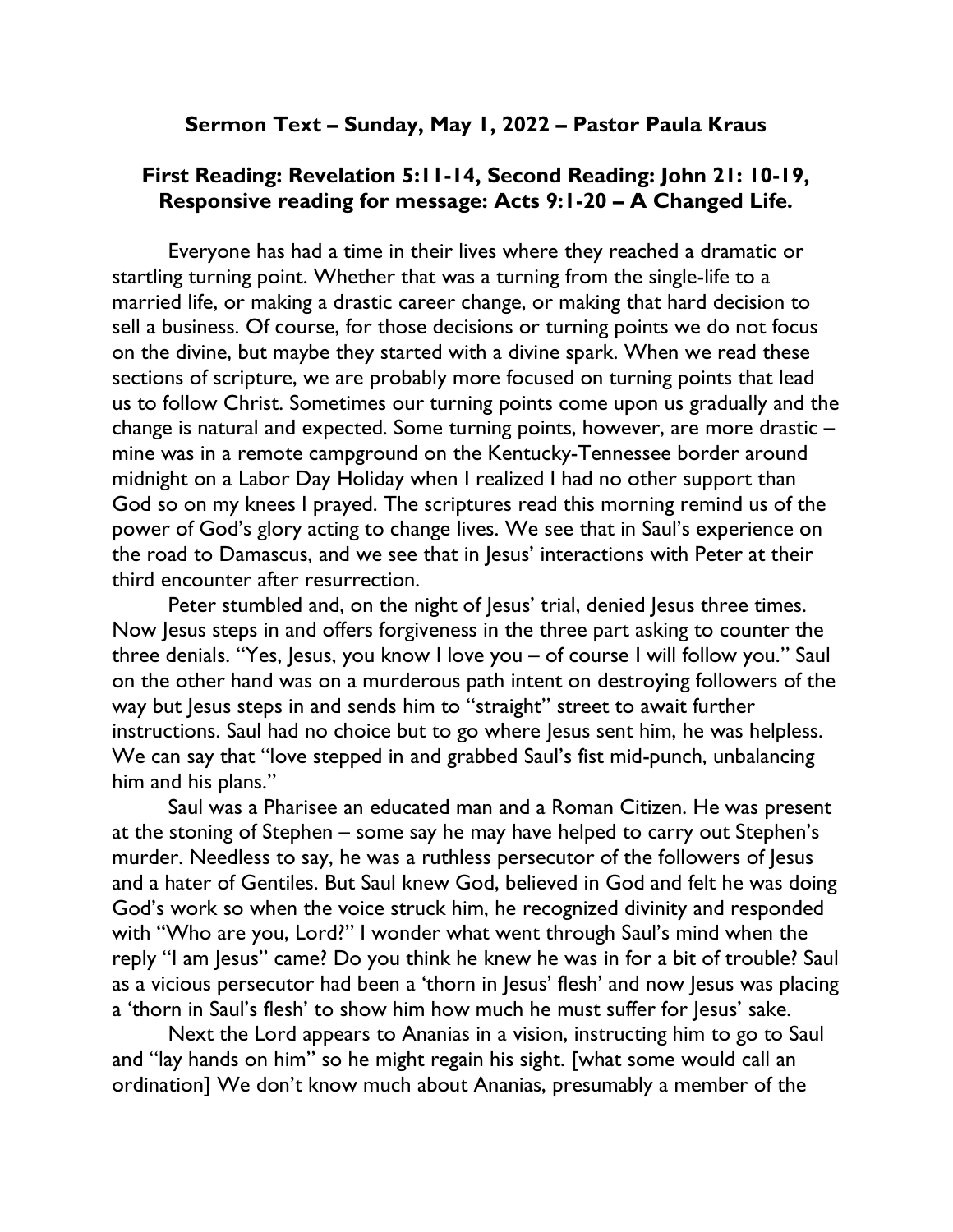**Sermon Text – Sunday, May 1, 2022 – Pastor Paula Kraus**

**First Reading: Revelation 5:11-14, Second Reading: John 21: 10-19, Responsive reading for message: Acts 9:1-20 – A Changed Life.**

Everyone has had a time in their lives where they reached a dramatic or startling turning point. Whether that was a turning from the single-life to a married life, or making a drastic career change, or making that hard decision to sell a business. Of course, for those decisions or turning points we do not focus on the divine, but maybe they started with a divine spark. When we read these sections of scripture, we are probably more focused on turning points that lead us to follow Christ. Sometimes our turning points come upon us gradually and the change is natural and expected. Some turning points, however, are more drastic – mine was in a remote campground on the Kentucky-Tennessee border around midnight on a Labor Day Holiday when I realized I had no other support than God so on my knees I prayed. The scriptures read this morning remind us of the power of God's glory acting to change lives. We see that in Saul's experience on the road to Damascus, and we see that in Jesus' interactions with Peter at their third encounter after resurrection.

Peter stumbled and, on the night of Jesus' trial, denied Jesus three times. Now Jesus steps in and offers forgiveness in the three part asking to counter the three denials. "Yes, Jesus, you know I love you – of course I will follow you." Saul on the other hand was on a murderous path intent on destroying followers of the way but Jesus steps in and sends him to "straight" street to await further instructions. Saul had no choice but to go where Jesus sent him, he was helpless. We can say that "love stepped in and grabbed Saul's fist mid-punch, unbalancing him and his plans."

Saul was a Pharisee an educated man and a Roman Citizen. He was present at the stoning of Stephen – some say he may have helped to carry out Stephen's murder. Needless to say, he was a ruthless persecutor of the followers of Jesus and a hater of Gentiles. But Saul knew God, believed in God and felt he was doing God's work so when the voice struck him, he recognized divinity and responded with "Who are you, Lord?" I wonder what went through Saul's mind when the reply "I am Jesus" came? Do you think he knew he was in for a bit of trouble? Saul as a vicious persecutor had been a 'thorn in Jesus' flesh' and now Jesus was placing a 'thorn in Saul's flesh' to show him how much he must suffer for Jesus' sake.

Next the Lord appears to Ananias in a vision, instructing him to go to Saul and "lay hands on him" so he might regain his sight. [what some would call an ordination] We don't know much about Ananias, presumably a member of the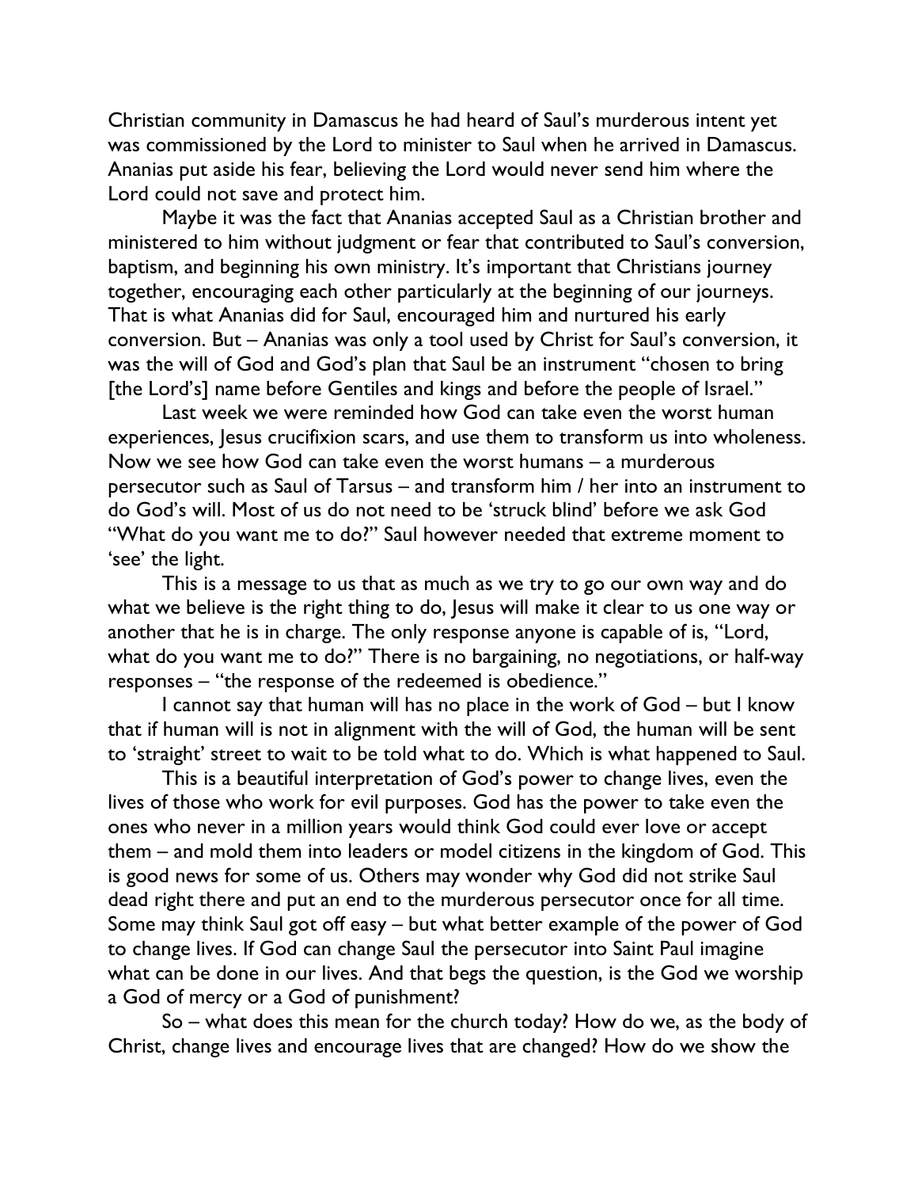Christian community in Damascus he had heard of Saul's murderous intent yet was commissioned by the Lord to minister to Saul when he arrived in Damascus. Ananias put aside his fear, believing the Lord would never send him where the Lord could not save and protect him.

Maybe it was the fact that Ananias accepted Saul as a Christian brother and ministered to him without judgment or fear that contributed to Saul's conversion, baptism, and beginning his own ministry. It's important that Christians journey together, encouraging each other particularly at the beginning of our journeys. That is what Ananias did for Saul, encouraged him and nurtured his early conversion. But – Ananias was only a tool used by Christ for Saul's conversion, it was the will of God and God's plan that Saul be an instrument "chosen to bring [the Lord's] name before Gentiles and kings and before the people of Israel."

Last week we were reminded how God can take even the worst human experiences, Jesus crucifixion scars, and use them to transform us into wholeness. Now we see how God can take even the worst humans – a murderous persecutor such as Saul of Tarsus – and transform him / her into an instrument to do God's will. Most of us do not need to be 'struck blind' before we ask God "What do you want me to do?" Saul however needed that extreme moment to 'see' the light.

This is a message to us that as much as we try to go our own way and do what we believe is the right thing to do, Jesus will make it clear to us one way or another that he is in charge. The only response anyone is capable of is, "Lord, what do you want me to do?" There is no bargaining, no negotiations, or half-way responses – "the response of the redeemed is obedience."

I cannot say that human will has no place in the work of God – but I know that if human will is not in alignment with the will of God, the human will be sent to 'straight' street to wait to be told what to do. Which is what happened to Saul.

This is a beautiful interpretation of God's power to change lives, even the lives of those who work for evil purposes. God has the power to take even the ones who never in a million years would think God could ever love or accept them – and mold them into leaders or model citizens in the kingdom of God. This is good news for some of us. Others may wonder why God did not strike Saul dead right there and put an end to the murderous persecutor once for all time. Some may think Saul got off easy – but what better example of the power of God to change lives. If God can change Saul the persecutor into Saint Paul imagine what can be done in our lives. And that begs the question, is the God we worship a God of mercy or a God of punishment?

So – what does this mean for the church today? How do we, as the body of Christ, change lives and encourage lives that are changed? How do we show the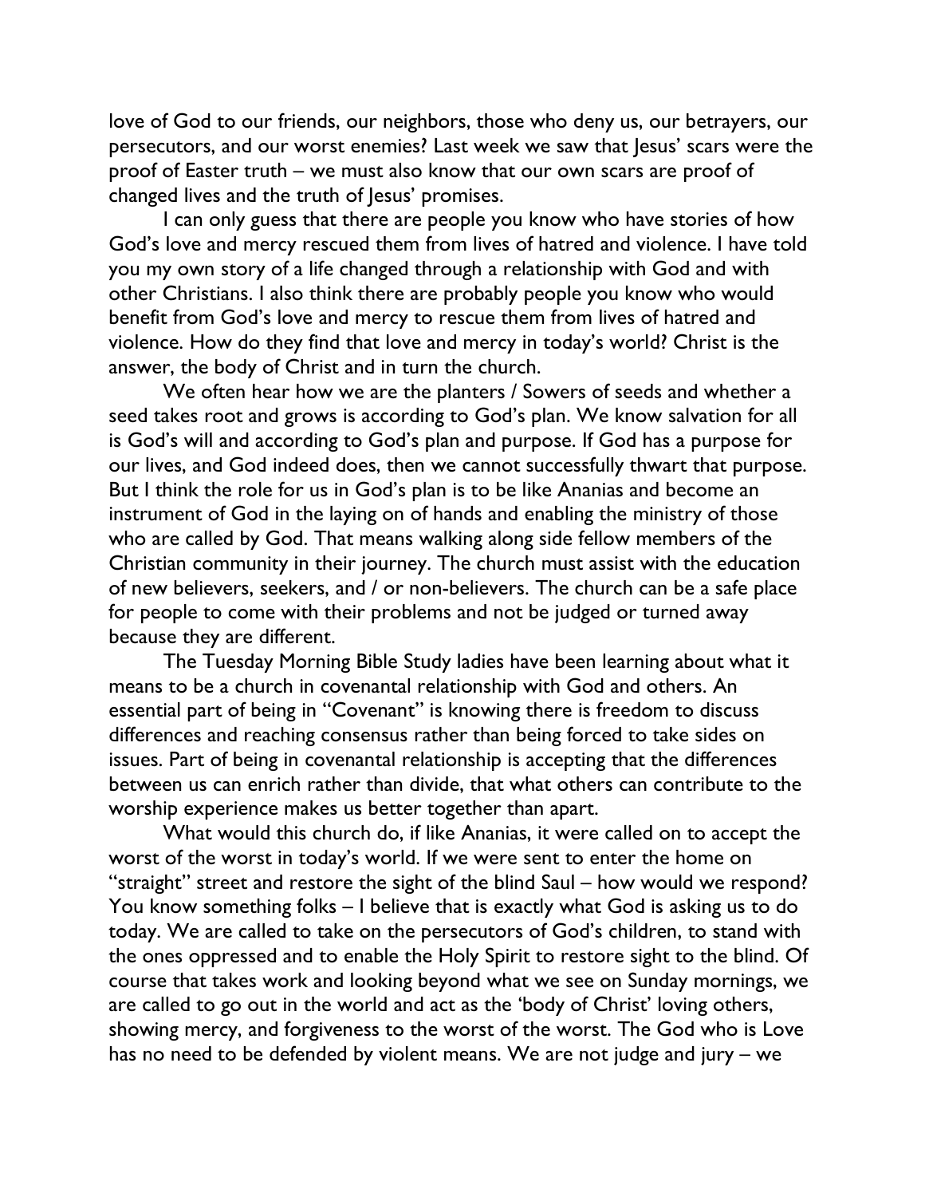love of God to our friends, our neighbors, those who deny us, our betrayers, our persecutors, and our worst enemies? Last week we saw that Jesus' scars were the proof of Easter truth – we must also know that our own scars are proof of changed lives and the truth of Jesus' promises.

I can only guess that there are people you know who have stories of how God's love and mercy rescued them from lives of hatred and violence. I have told you my own story of a life changed through a relationship with God and with other Christians. I also think there are probably people you know who would benefit from God's love and mercy to rescue them from lives of hatred and violence. How do they find that love and mercy in today's world? Christ is the answer, the body of Christ and in turn the church.

We often hear how we are the planters / Sowers of seeds and whether a seed takes root and grows is according to God's plan. We know salvation for all is God's will and according to God's plan and purpose. If God has a purpose for our lives, and God indeed does, then we cannot successfully thwart that purpose. But I think the role for us in God's plan is to be like Ananias and become an instrument of God in the laying on of hands and enabling the ministry of those who are called by God. That means walking along side fellow members of the Christian community in their journey. The church must assist with the education of new believers, seekers, and / or non-believers. The church can be a safe place for people to come with their problems and not be judged or turned away because they are different.

The Tuesday Morning Bible Study ladies have been learning about what it means to be a church in covenantal relationship with God and others. An essential part of being in "Covenant" is knowing there is freedom to discuss differences and reaching consensus rather than being forced to take sides on issues. Part of being in covenantal relationship is accepting that the differences between us can enrich rather than divide, that what others can contribute to the worship experience makes us better together than apart.

What would this church do, if like Ananias, it were called on to accept the worst of the worst in today's world. If we were sent to enter the home on "straight" street and restore the sight of the blind Saul – how would we respond? You know something folks – I believe that is exactly what God is asking us to do today. We are called to take on the persecutors of God's children, to stand with the ones oppressed and to enable the Holy Spirit to restore sight to the blind. Of course that takes work and looking beyond what we see on Sunday mornings, we are called to go out in the world and act as the 'body of Christ' loving others, showing mercy, and forgiveness to the worst of the worst. The God who is Love has no need to be defended by violent means. We are not judge and jury – we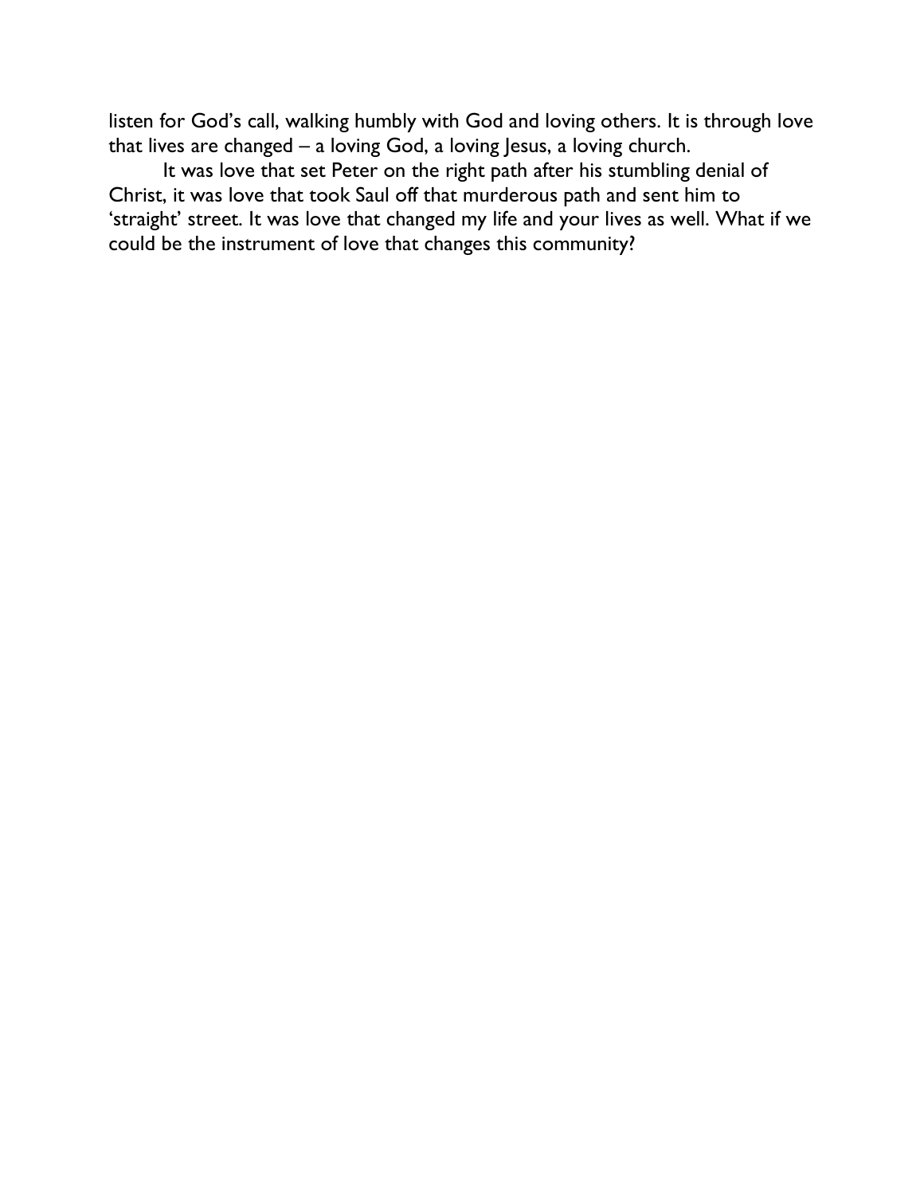listen for God's call, walking humbly with God and loving others. It is through love that lives are changed – a loving God, a loving Jesus, a loving church.

It was love that set Peter on the right path after his stumbling denial of Christ, it was love that took Saul off that murderous path and sent him to 'straight' street. It was love that changed my life and your lives as well. What if we could be the instrument of love that changes this community?